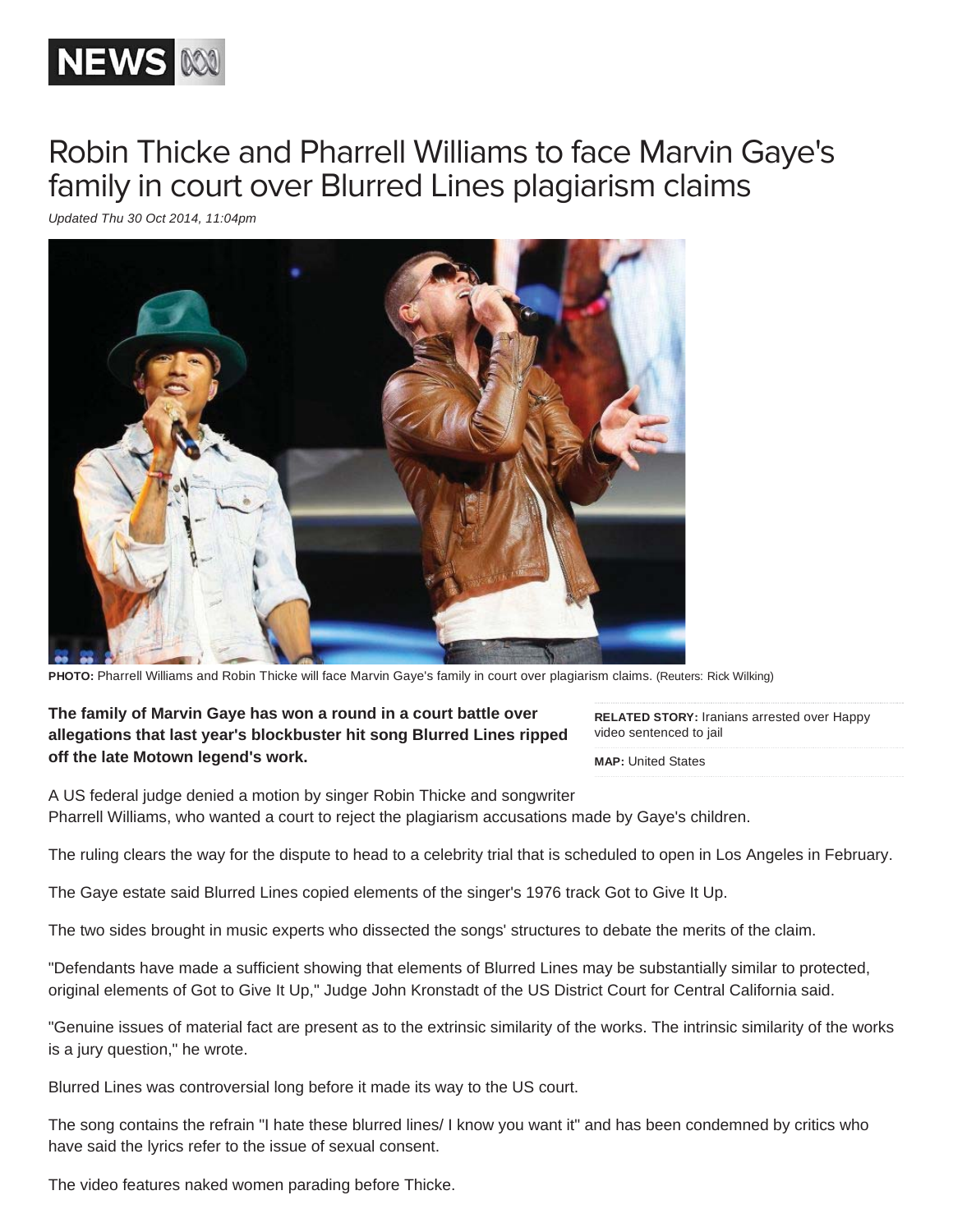# Robin Thicke and Pharrell Williams to face Marvin Gaye's family in court over Blurred Lines plagiarism claims

*Updated Thu 30 Oct 2014, 11:04pm*

**PHOTO:** Pharrell Williams and Robin Thicke will face Marvin Gaye's family in court over plagiarism claims. (Reuters: Rick Wilking)

**RELATED STORY:** Iranians arrested over Happy video sentenced to jail

**MAP:** United States

**The family of Marvin Gaye has won a round in a court battle over allegations that last year's blockbuster hit song Blurred Lines ripped off the late Motown legend's work.**

A US federal judge denied a motion by singer Robin Thicke and songwriter Pharrell Williams, who wanted a court to reject the plagiarism accusations made by Gaye's children.

The ruling clears the way for the dispute to head to a celebrity trial that is scheduled to open in Los Angeles in February.

The Gaye estate said Blurred Lines copied elements of the singer's 1976 track Got to Give It Up.

The two sides brought in music experts who dissected the songs' structures to debate the merits of the claim.

"Defendants have made a sufficient showing that elements of Blurred Lines may be substantially similar to protected, original elements of Got to Give It Up," Judge John Kronstadt of the US District Court for Central California said.

"Genuine issues of material fact are present as to the extrinsic similarity of the works. The intrinsic similarity of the works is a jury question," he wrote.

Blurred Lines was controversial long before it made its way to the US court.

The song contains the refrain "I hate these blurred lines/ I know you want it" and has been condemned by critics who have said the lyrics refer to the issue of sexual consent.

The video features naked women parading before Thicke.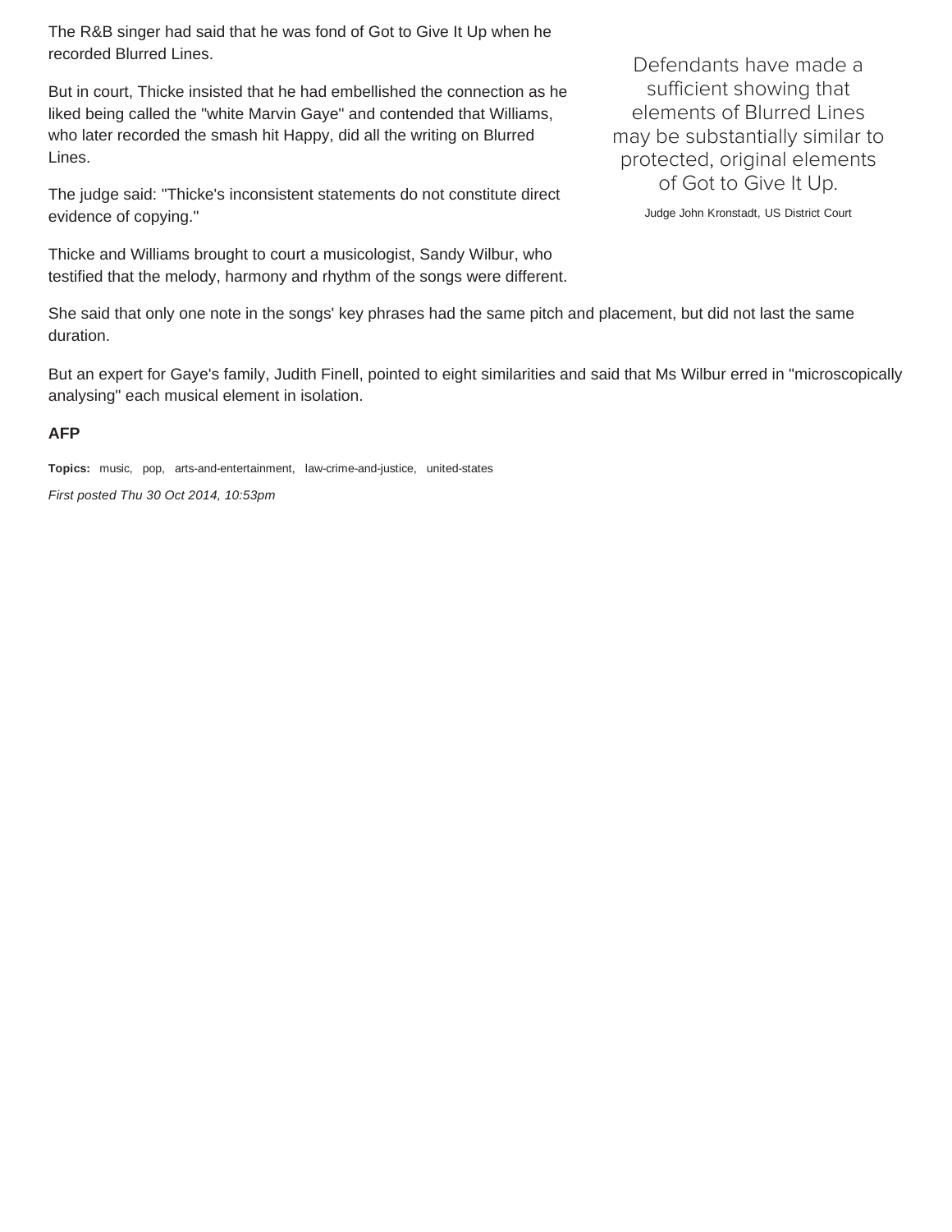The R&B singer had said that he was fond of Got to Give It Up when he recorded Blurred Lines.

But in court, Thicke insisted that he had embellished the connection as he liked being called the "white Marvin Gaye" and contended that Williams, who later recorded the smash hit Happy, did all the writing on Blurred Lines.

The judge said: "Thicke's inconsistent statements do not constitute direct evidence of copying."

> Defendants have made a sufficient showing that elements of Blurred Lines may be substantially similar to protected, original elements of Got to Give It Up.
>
> Judge John Kronstadt, US District Court

Thicke and Williams brought to court a musicologist, Sandy Wilbur, who testified that the melody, harmony and rhythm of the songs were different.

She said that only one note in the songs' key phrases had the same pitch and placement, but did not last the same duration.

But an expert for Gaye's family, Judith Finell, pointed to eight similarities and said that Ms Wilbur erred in "microscopically analysing" each musical element in isolation.

**AFP**

**Topics:** music, pop, arts-and-entertainment, law-crime-and-justice, united-states

*First posted Thu 30 Oct 2014, 10:53pm*